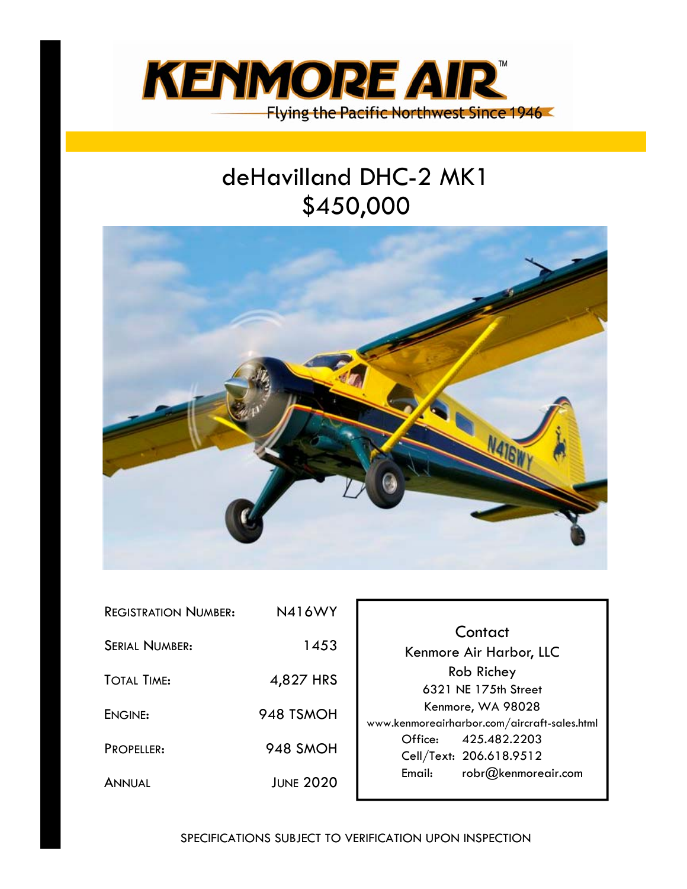# KENMORE AIR™

Flying the Pacific Northwest Since 1946

## deHavilland DHC-2 MK1
## $450,000

| | |
|---|---|
| REGISTRATION NUMBER: | N416WY |
| SERIAL NUMBER: | 1453 |
| TOTAL TIME: | 4,827 HRS |
| ENGINE: | 948 TSMOH |
| PROPELLER: | 948 SMOH |
| ANNUAL | JUNE 2020 |

**Contact**

Kenmore Air Harbor, LLC
Rob Richey
6321 NE 175th Street
Kenmore, WA 98028
www.kenmoreairharbor.com/aircraft-sales.html
Office: 425.482.2203
Cell/Text: 206.618.9512
Email: robr@kenmoreair.com

SPECIFICATIONS SUBJECT TO VERIFICATION UPON INSPECTION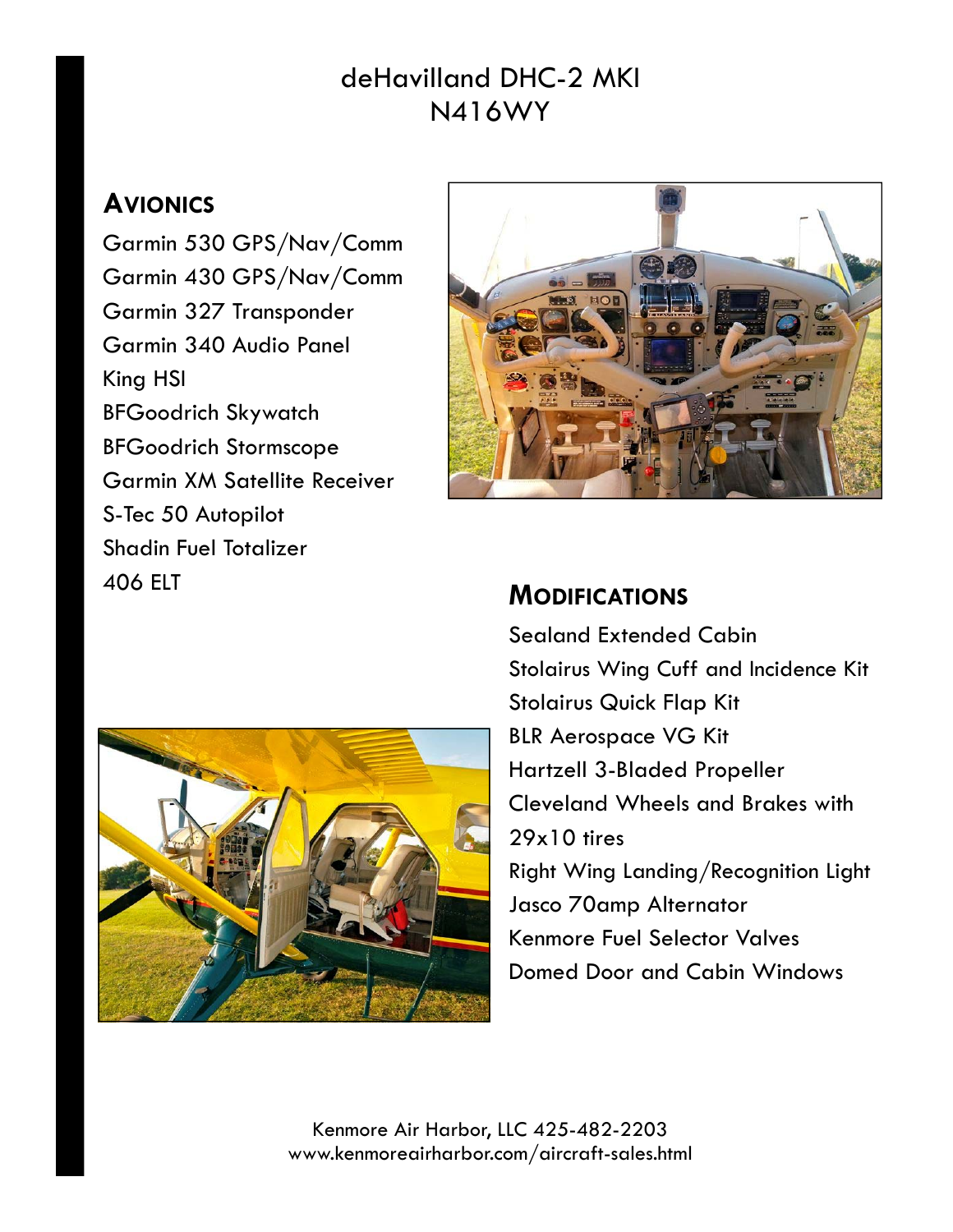# deHavilland DHC-2 MKI
# N416WY

## Avionics

Garmin 530 GPS/Nav/Comm
Garmin 430 GPS/Nav/Comm
Garmin 327 Transponder
Garmin 340 Audio Panel
King HSI
BFGoodrich Skywatch
BFGoodrich Stormscope
Garmin XM Satellite Receiver
S-Tec 50 Autopilot
Shadin Fuel Totalizer
406 ELT

## Modifications

Sealand Extended Cabin
Stolairus Wing Cuff and Incidence Kit
Stolairus Quick Flap Kit
BLR Aerospace VG Kit
Hartzell 3-Bladed Propeller
Cleveland Wheels and Brakes with 29x10 tires
Right Wing Landing/Recognition Light
Jasco 70amp Alternator
Kenmore Fuel Selector Valves
Domed Door and Cabin Windows

Kenmore Air Harbor, LLC 425-482-2203
www.kenmoreairharbor.com/aircraft-sales.html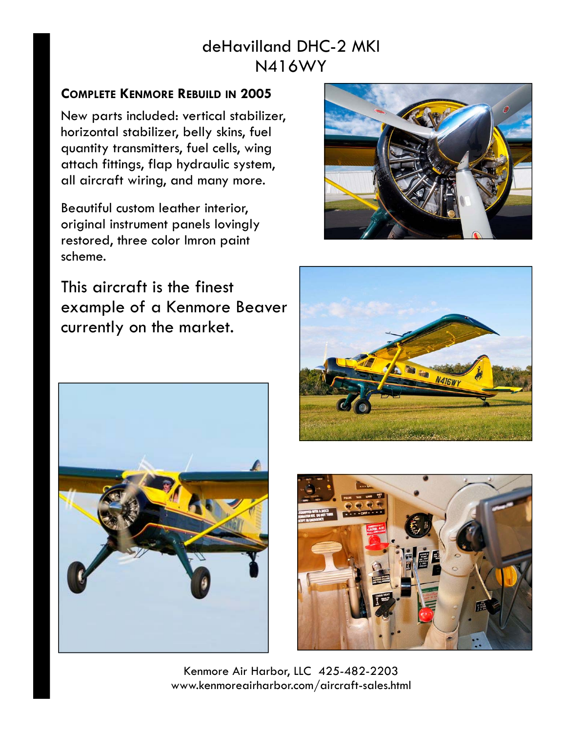# deHavilland DHC-2 MKI
# N416WY

## Complete Kenmore Rebuild in 2005

New parts included: vertical stabilizer, horizontal stabilizer, belly skins, fuel quantity transmitters, fuel cells, wing attach fittings, flap hydraulic system, all aircraft wiring, and many more.

Beautiful custom leather interior, original instrument panels lovingly restored, three color Imron paint scheme.

This aircraft is the finest example of a Kenmore Beaver currently on the market.

Kenmore Air Harbor, LLC 425-482-2203
www.kenmoreairharbor.com/aircraft-sales.html